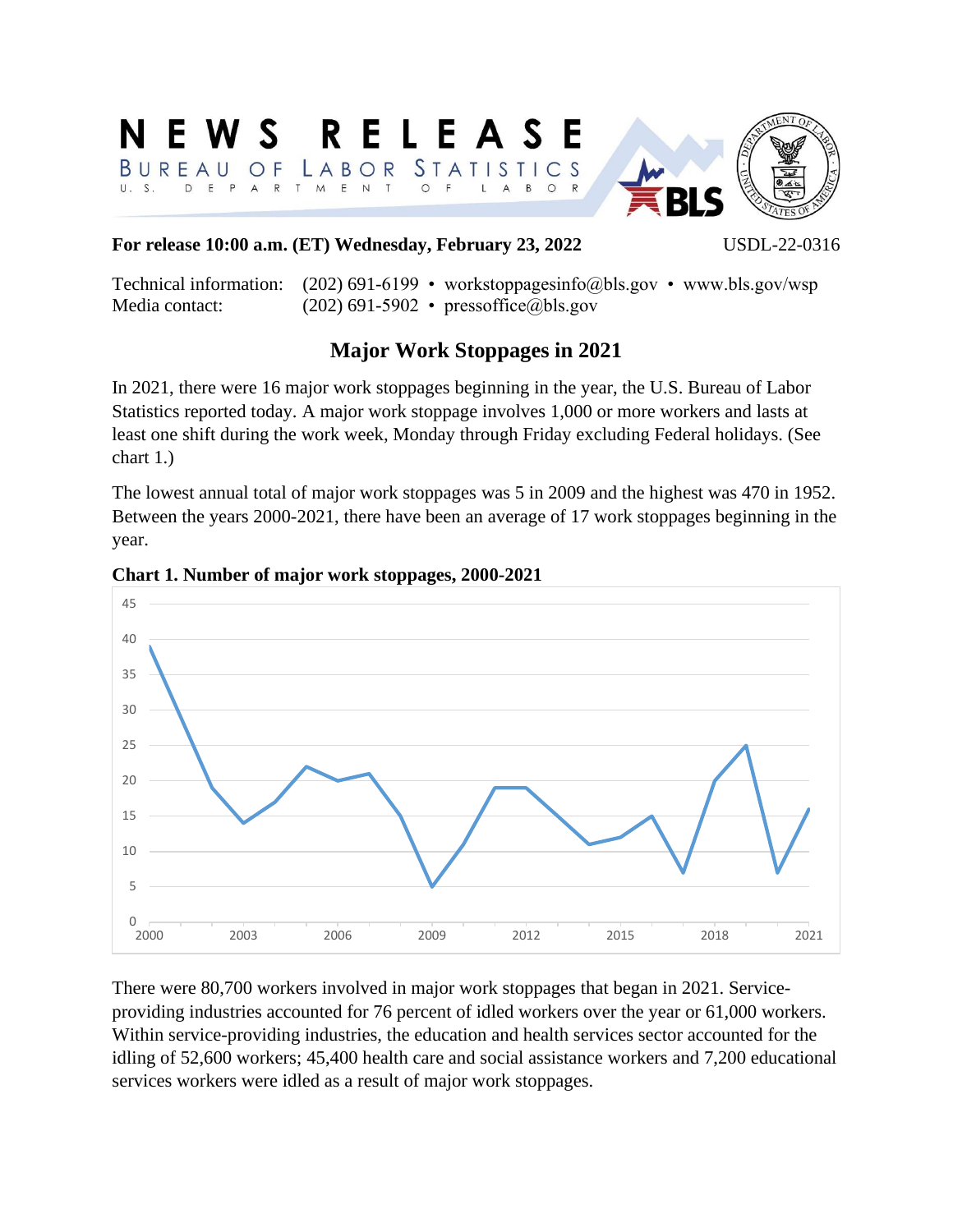# NEWS RELEASE

BUREAU OF LABOR STATISTICS

U. S. DEPARTMENT OF LABOR

**For release 10:00 a.m. (ET) Wednesday, February 23, 2022** USDL-22-0316

Technical information: (202) 691-6199 • workstoppagesinfo@bls.gov • www.bls.gov/wsp
Media contact: (202) 691-5902 • pressoffice@bls.gov

## Major Work Stoppages in 2021

In 2021, there were 16 major work stoppages beginning in the year, the U.S. Bureau of Labor Statistics reported today. A major work stoppage involves 1,000 or more workers and lasts at least one shift during the work week, Monday through Friday excluding Federal holidays. (See chart 1.)

The lowest annual total of major work stoppages was 5 in 2009 and the highest was 470 in 1952. Between the years 2000-2021, there have been an average of 17 work stoppages beginning in the year.

**Chart 1. Number of major work stoppages, 2000-2021**

There were 80,700 workers involved in major work stoppages that began in 2021. Service-providing industries accounted for 76 percent of idled workers over the year or 61,000 workers. Within service-providing industries, the education and health services sector accounted for the idling of 52,600 workers; 45,400 health care and social assistance workers and 7,200 educational services workers were idled as a result of major work stoppages.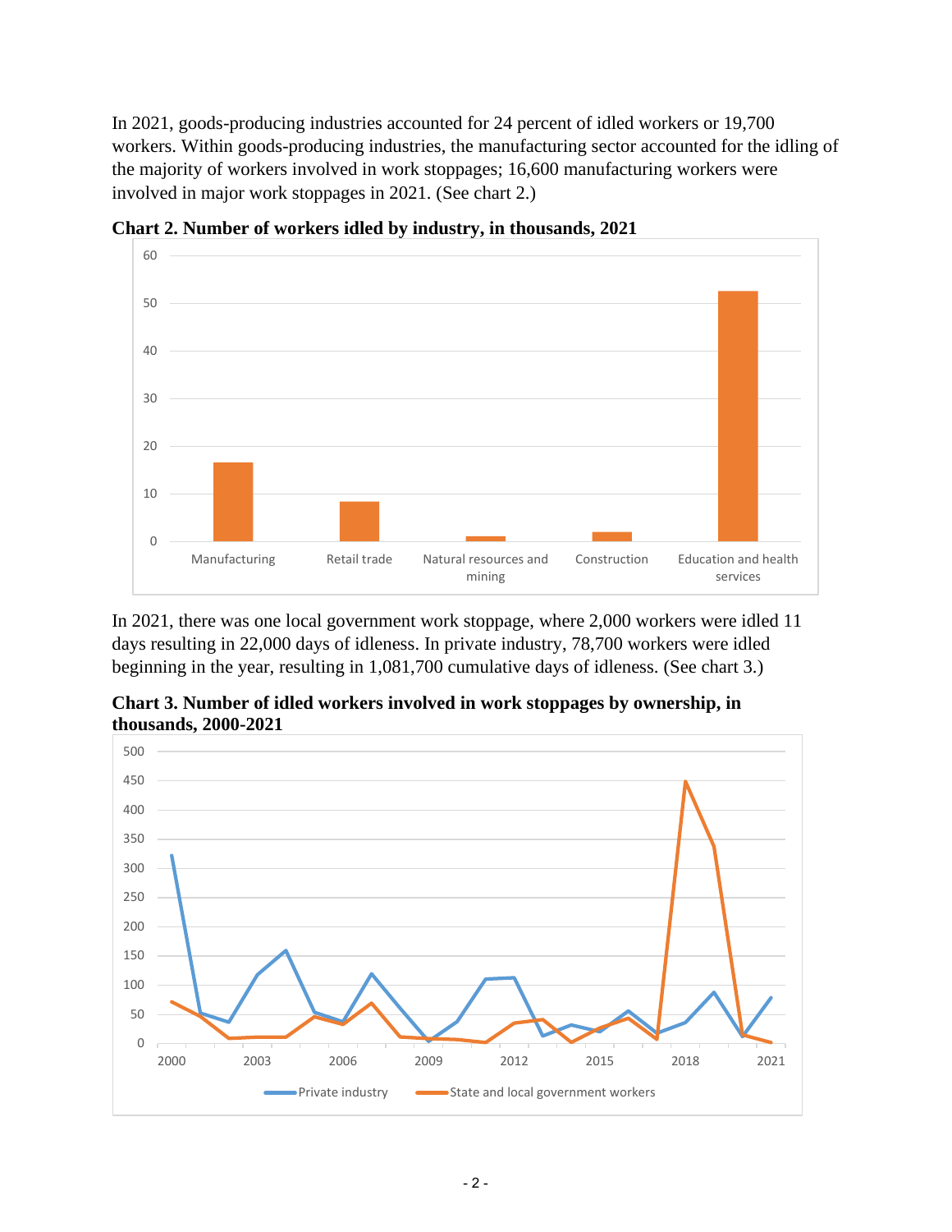In 2021, goods-producing industries accounted for 24 percent of idled workers or 19,700 workers. Within goods-producing industries, the manufacturing sector accounted for the idling of the majority of workers involved in work stoppages; 16,600 manufacturing workers were involved in major work stoppages in 2021. (See chart 2.)

**Chart 2. Number of workers idled by industry, in thousands, 2021**

In 2021, there was one local government work stoppage, where 2,000 workers were idled 11 days resulting in 22,000 days of idleness. In private industry, 78,700 workers were idled beginning in the year, resulting in 1,081,700 cumulative days of idleness. (See chart 3.)

**Chart 3. Number of idled workers involved in work stoppages by ownership, in thousands, 2000-2021**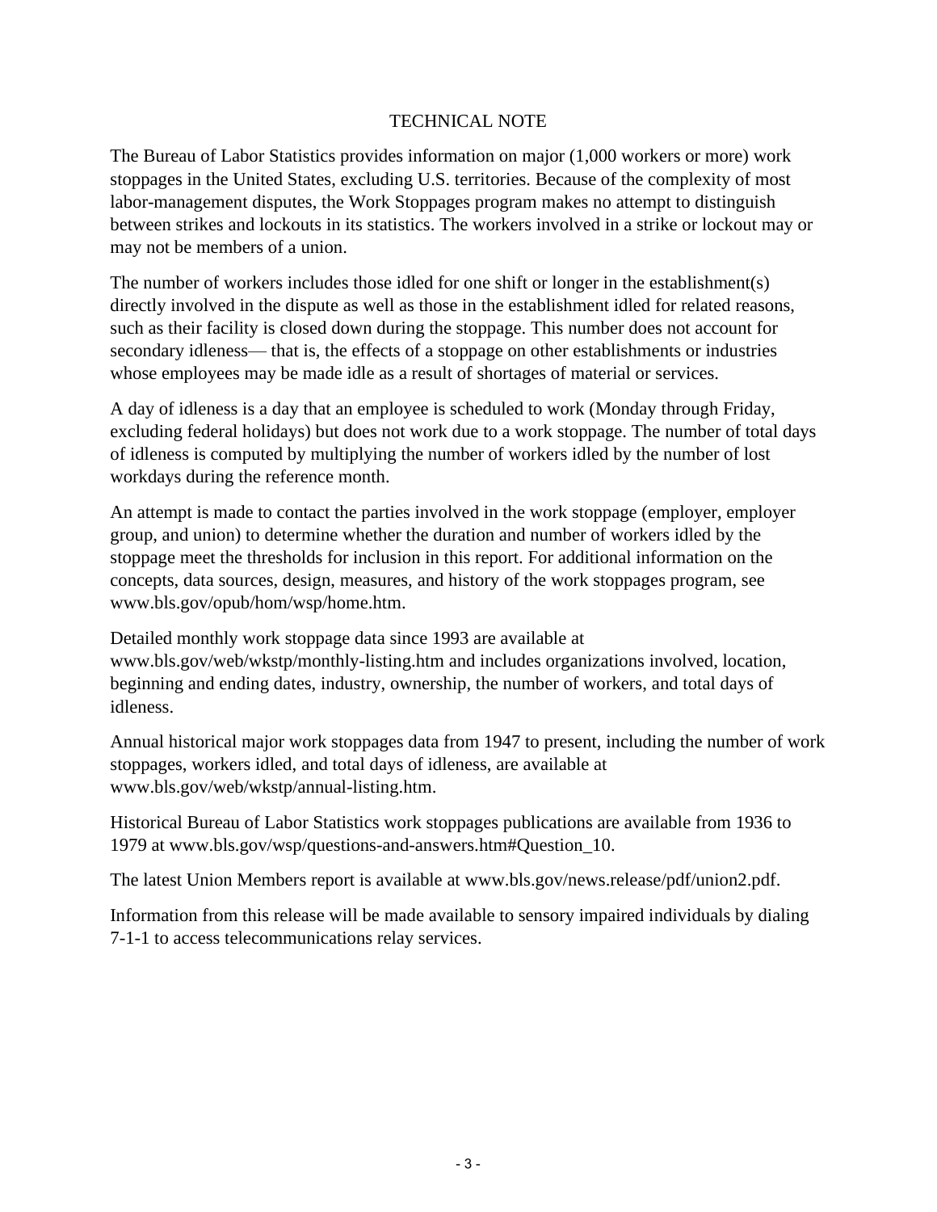# TECHNICAL NOTE

The Bureau of Labor Statistics provides information on major (1,000 workers or more) work stoppages in the United States, excluding U.S. territories. Because of the complexity of most labor-management disputes, the Work Stoppages program makes no attempt to distinguish between strikes and lockouts in its statistics. The workers involved in a strike or lockout may or may not be members of a union.

The number of workers includes those idled for one shift or longer in the establishment(s) directly involved in the dispute as well as those in the establishment idled for related reasons, such as their facility is closed down during the stoppage. This number does not account for secondary idleness— that is, the effects of a stoppage on other establishments or industries whose employees may be made idle as a result of shortages of material or services.

A day of idleness is a day that an employee is scheduled to work (Monday through Friday, excluding federal holidays) but does not work due to a work stoppage. The number of total days of idleness is computed by multiplying the number of workers idled by the number of lost workdays during the reference month.

An attempt is made to contact the parties involved in the work stoppage (employer, employer group, and union) to determine whether the duration and number of workers idled by the stoppage meet the thresholds for inclusion in this report. For additional information on the concepts, data sources, design, measures, and history of the work stoppages program, see www.bls.gov/opub/hom/wsp/home.htm.

Detailed monthly work stoppage data since 1993 are available at www.bls.gov/web/wkstp/monthly-listing.htm and includes organizations involved, location, beginning and ending dates, industry, ownership, the number of workers, and total days of idleness.

Annual historical major work stoppages data from 1947 to present, including the number of work stoppages, workers idled, and total days of idleness, are available at www.bls.gov/web/wkstp/annual-listing.htm.

Historical Bureau of Labor Statistics work stoppages publications are available from 1936 to 1979 at www.bls.gov/wsp/questions-and-answers.htm#Question_10.

The latest Union Members report is available at www.bls.gov/news.release/pdf/union2.pdf.

Information from this release will be made available to sensory impaired individuals by dialing 7-1-1 to access telecommunications relay services.